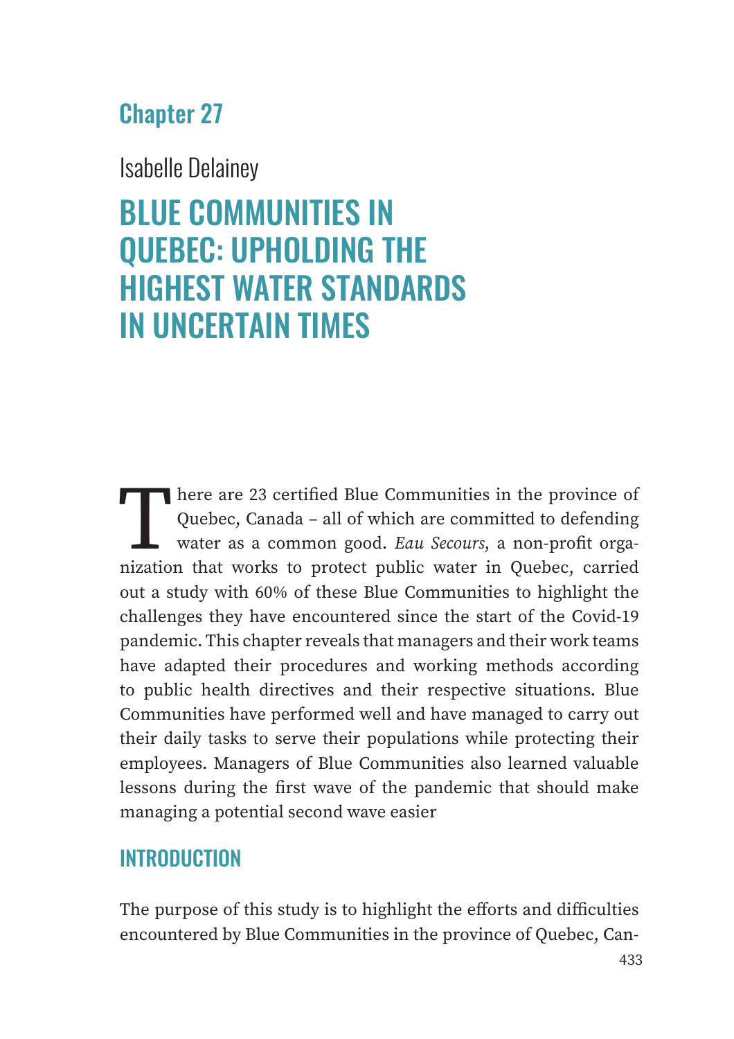## Chapter 27

Isabelle Delainey

# BLUE COMMUNITIES IN QUEBEC: UPHOLDING THE HIGHEST WATER STANDARDS IN UNCERTAIN TIMES

There are 23 certified Blue Communities in the province of Quebec, Canada – all of which are committed to defending water as a common good. *Eau Secours*, a non-profit organization that works to protect public water in Quebec, carried out a study with 60% of these Blue Communities to highlight the challenges they have encountered since the start of the Covid-19 pandemic. This chapter reveals that managers and their work teams have adapted their procedures and working methods according to public health directives and their respective situations. Blue Communities have performed well and have managed to carry out their daily tasks to serve their populations while protecting their employees. Managers of Blue Communities also learned valuable lessons during the first wave of the pandemic that should make managing a potential second wave easier

## INTRODUCTION

The purpose of this study is to highlight the efforts and difficulties encountered by Blue Communities in the province of Quebec, Can-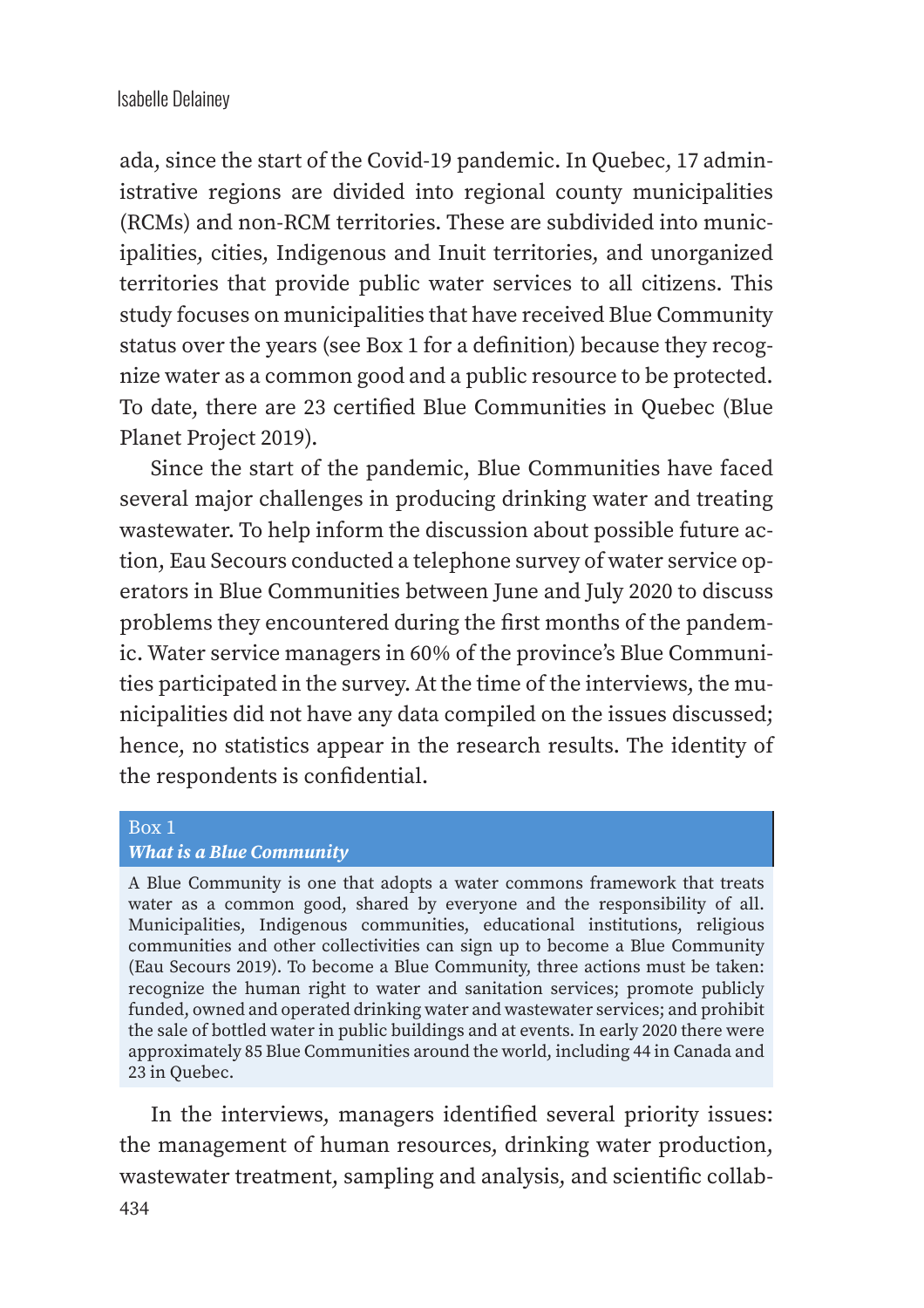ada, since the start of the Covid-19 pandemic. In Quebec, 17 administrative regions are divided into regional county municipalities (RCMs) and non-RCM territories. These are subdivided into municipalities, cities, Indigenous and Inuit territories, and unorganized territories that provide public water services to all citizens. This study focuses on municipalities that have received Blue Community status over the years (see Box 1 for a definition) because they recognize water as a common good and a public resource to be protected. To date, there are 23 certified Blue Communities in Quebec (Blue Planet Project 2019).

Since the start of the pandemic, Blue Communities have faced several major challenges in producing drinking water and treating wastewater. To help inform the discussion about possible future action, Eau Secours conducted a telephone survey of water service operators in Blue Communities between June and July 2020 to discuss problems they encountered during the first months of the pandemic. Water service managers in 60% of the province's Blue Communities participated in the survey. At the time of the interviews, the municipalities did not have any data compiled on the issues discussed; hence, no statistics appear in the research results. The identity of the respondents is confidential.

> Box 1
> ***What is a Blue Community***
>
> A Blue Community is one that adopts a water commons framework that treats water as a common good, shared by everyone and the responsibility of all. Municipalities, Indigenous communities, educational institutions, religious communities and other collectivities can sign up to become a Blue Community (Eau Secours 2019). To become a Blue Community, three actions must be taken: recognize the human right to water and sanitation services; promote publicly funded, owned and operated drinking water and wastewater services; and prohibit the sale of bottled water in public buildings and at events. In early 2020 there were approximately 85 Blue Communities around the world, including 44 in Canada and 23 in Quebec.

In the interviews, managers identified several priority issues: the management of human resources, drinking water production, wastewater treatment, sampling and analysis, and scientific collab-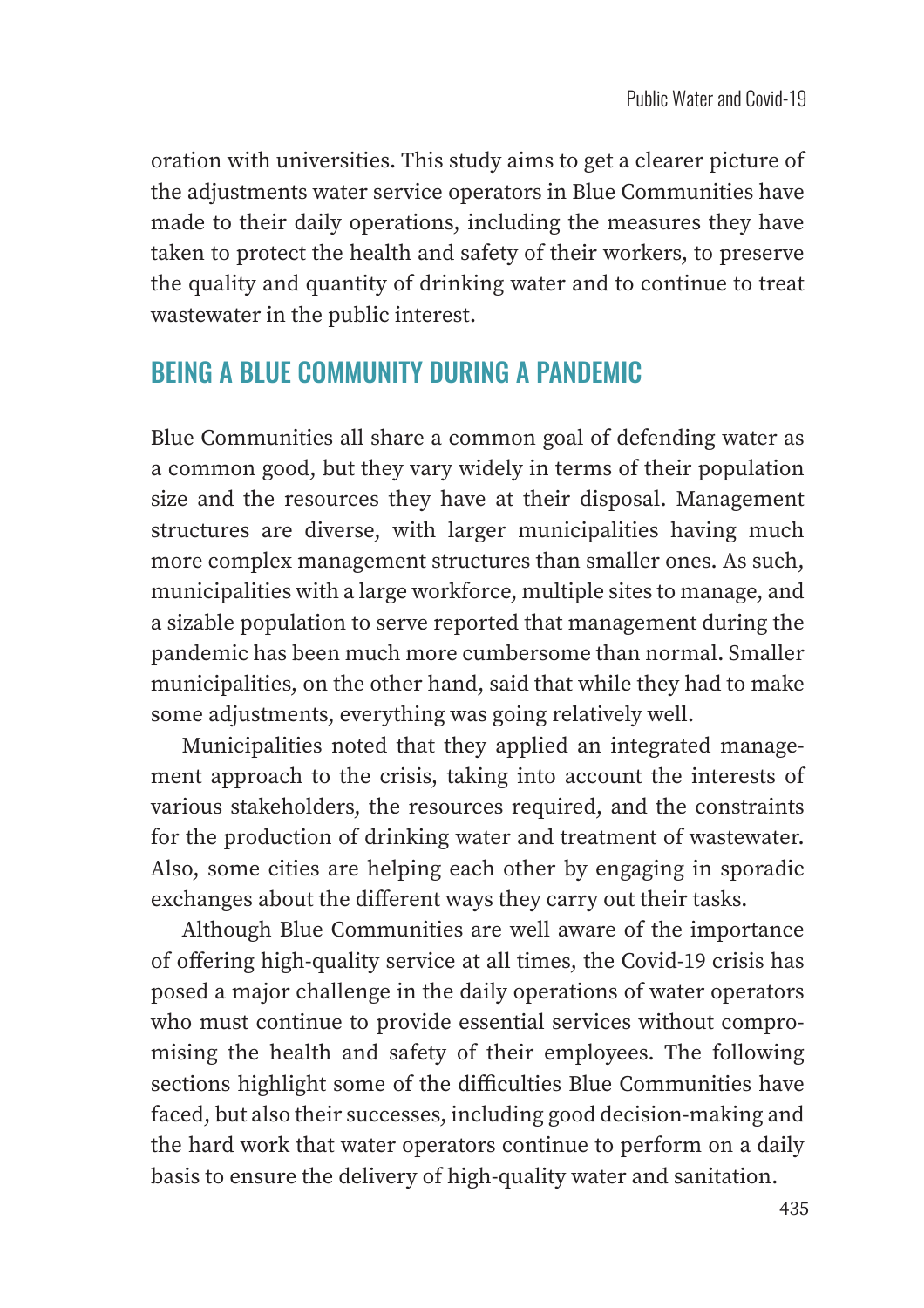oration with universities. This study aims to get a clearer picture of the adjustments water service operators in Blue Communities have made to their daily operations, including the measures they have taken to protect the health and safety of their workers, to preserve the quality and quantity of drinking water and to continue to treat wastewater in the public interest.

## BEING A BLUE COMMUNITY DURING A PANDEMIC

Blue Communities all share a common goal of defending water as a common good, but they vary widely in terms of their population size and the resources they have at their disposal. Management structures are diverse, with larger municipalities having much more complex management structures than smaller ones. As such, municipalities with a large workforce, multiple sites to manage, and a sizable population to serve reported that management during the pandemic has been much more cumbersome than normal. Smaller municipalities, on the other hand, said that while they had to make some adjustments, everything was going relatively well.

Municipalities noted that they applied an integrated management approach to the crisis, taking into account the interests of various stakeholders, the resources required, and the constraints for the production of drinking water and treatment of wastewater. Also, some cities are helping each other by engaging in sporadic exchanges about the different ways they carry out their tasks.

Although Blue Communities are well aware of the importance of offering high-quality service at all times, the Covid-19 crisis has posed a major challenge in the daily operations of water operators who must continue to provide essential services without compromising the health and safety of their employees. The following sections highlight some of the difficulties Blue Communities have faced, but also their successes, including good decision-making and the hard work that water operators continue to perform on a daily basis to ensure the delivery of high-quality water and sanitation.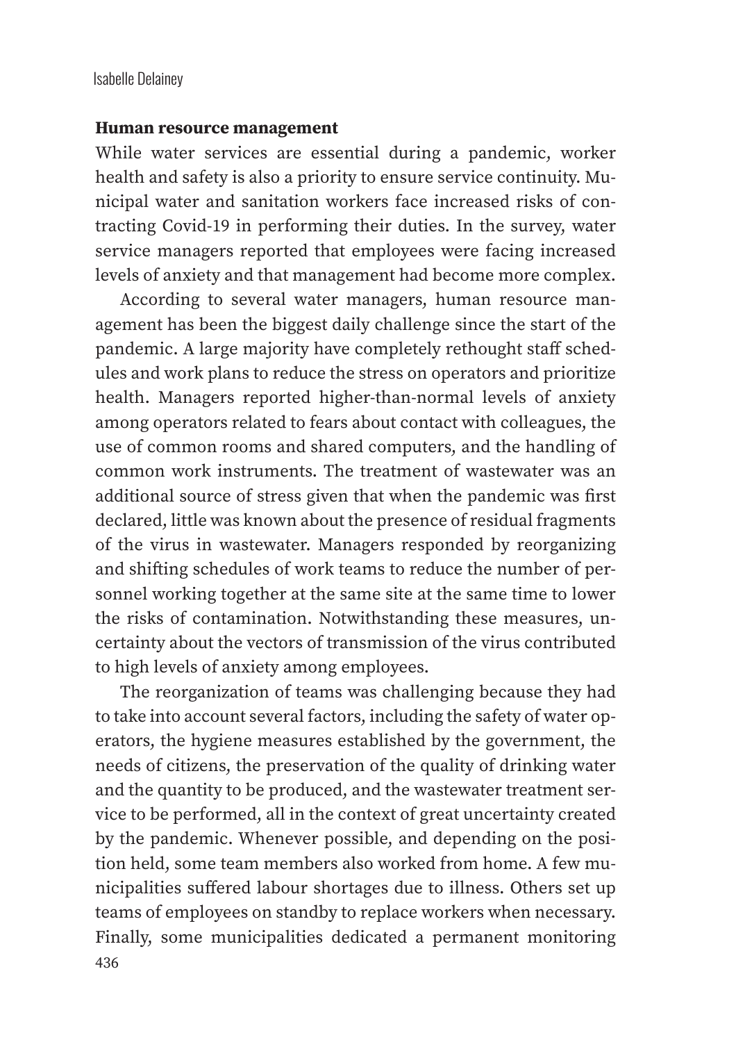### Human resource management

While water services are essential during a pandemic, worker health and safety is also a priority to ensure service continuity. Municipal water and sanitation workers face increased risks of contracting Covid-19 in performing their duties. In the survey, water service managers reported that employees were facing increased levels of anxiety and that management had become more complex.

According to several water managers, human resource management has been the biggest daily challenge since the start of the pandemic. A large majority have completely rethought staff schedules and work plans to reduce the stress on operators and prioritize health. Managers reported higher-than-normal levels of anxiety among operators related to fears about contact with colleagues, the use of common rooms and shared computers, and the handling of common work instruments. The treatment of wastewater was an additional source of stress given that when the pandemic was first declared, little was known about the presence of residual fragments of the virus in wastewater. Managers responded by reorganizing and shifting schedules of work teams to reduce the number of personnel working together at the same site at the same time to lower the risks of contamination. Notwithstanding these measures, uncertainty about the vectors of transmission of the virus contributed to high levels of anxiety among employees.

The reorganization of teams was challenging because they had to take into account several factors, including the safety of water operators, the hygiene measures established by the government, the needs of citizens, the preservation of the quality of drinking water and the quantity to be produced, and the wastewater treatment service to be performed, all in the context of great uncertainty created by the pandemic. Whenever possible, and depending on the position held, some team members also worked from home. A few municipalities suffered labour shortages due to illness. Others set up teams of employees on standby to replace workers when necessary. Finally, some municipalities dedicated a permanent monitoring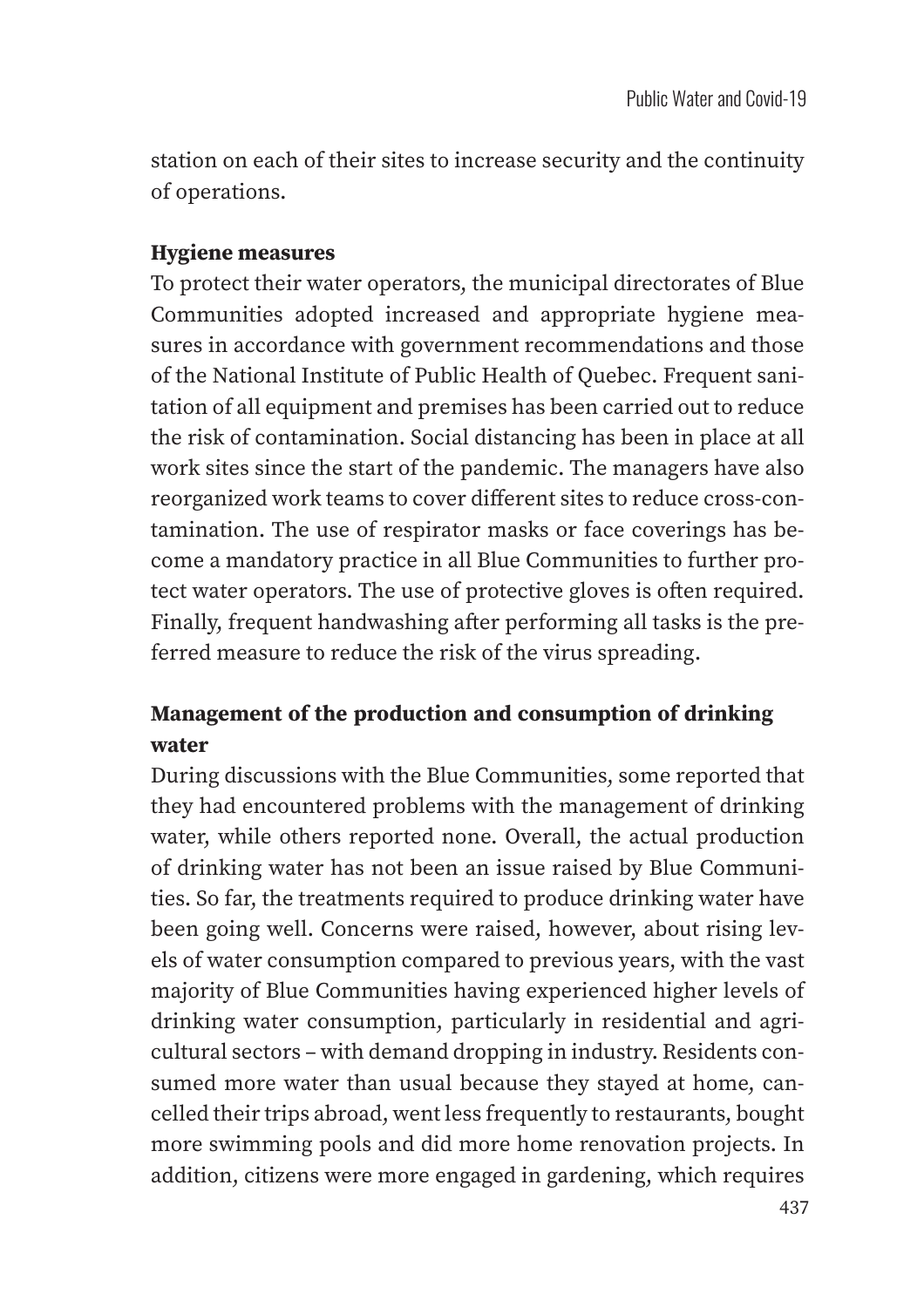station on each of their sites to increase security and the continuity of operations.

### Hygiene measures

To protect their water operators, the municipal directorates of Blue Communities adopted increased and appropriate hygiene measures in accordance with government recommendations and those of the National Institute of Public Health of Quebec. Frequent sanitation of all equipment and premises has been carried out to reduce the risk of contamination. Social distancing has been in place at all work sites since the start of the pandemic. The managers have also reorganized work teams to cover different sites to reduce cross-contamination. The use of respirator masks or face coverings has become a mandatory practice in all Blue Communities to further protect water operators. The use of protective gloves is often required. Finally, frequent handwashing after performing all tasks is the preferred measure to reduce the risk of the virus spreading.

### Management of the production and consumption of drinking water

During discussions with the Blue Communities, some reported that they had encountered problems with the management of drinking water, while others reported none. Overall, the actual production of drinking water has not been an issue raised by Blue Communities. So far, the treatments required to produce drinking water have been going well. Concerns were raised, however, about rising levels of water consumption compared to previous years, with the vast majority of Blue Communities having experienced higher levels of drinking water consumption, particularly in residential and agricultural sectors – with demand dropping in industry. Residents consumed more water than usual because they stayed at home, cancelled their trips abroad, went less frequently to restaurants, bought more swimming pools and did more home renovation projects. In addition, citizens were more engaged in gardening, which requires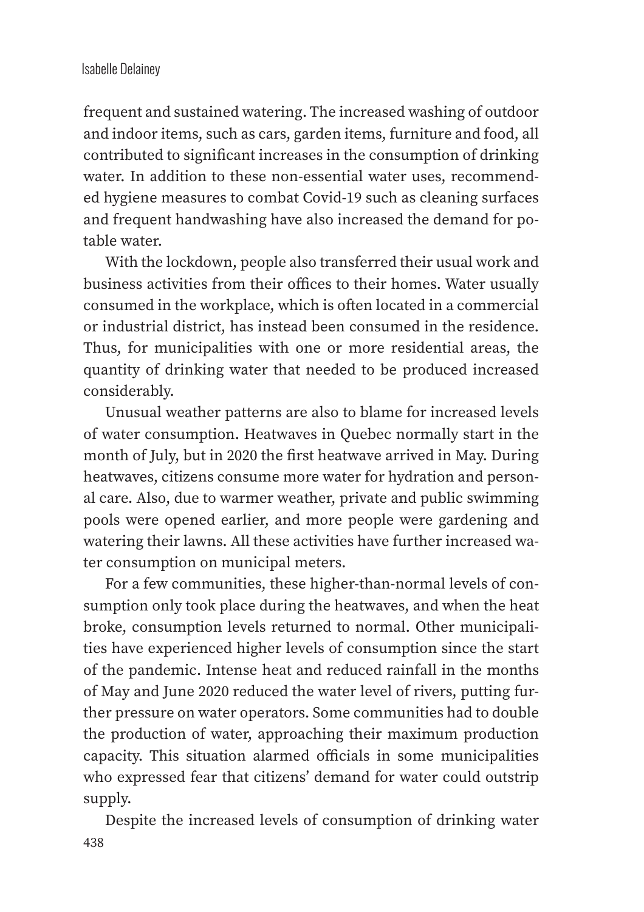frequent and sustained watering. The increased washing of outdoor and indoor items, such as cars, garden items, furniture and food, all contributed to significant increases in the consumption of drinking water. In addition to these non-essential water uses, recommended hygiene measures to combat Covid-19 such as cleaning surfaces and frequent handwashing have also increased the demand for potable water.

With the lockdown, people also transferred their usual work and business activities from their offices to their homes. Water usually consumed in the workplace, which is often located in a commercial or industrial district, has instead been consumed in the residence. Thus, for municipalities with one or more residential areas, the quantity of drinking water that needed to be produced increased considerably.

Unusual weather patterns are also to blame for increased levels of water consumption. Heatwaves in Quebec normally start in the month of July, but in 2020 the first heatwave arrived in May. During heatwaves, citizens consume more water for hydration and personal care. Also, due to warmer weather, private and public swimming pools were opened earlier, and more people were gardening and watering their lawns. All these activities have further increased water consumption on municipal meters.

For a few communities, these higher-than-normal levels of consumption only took place during the heatwaves, and when the heat broke, consumption levels returned to normal. Other municipalities have experienced higher levels of consumption since the start of the pandemic. Intense heat and reduced rainfall in the months of May and June 2020 reduced the water level of rivers, putting further pressure on water operators. Some communities had to double the production of water, approaching their maximum production capacity. This situation alarmed officials in some municipalities who expressed fear that citizens' demand for water could outstrip supply.

Despite the increased levels of consumption of drinking water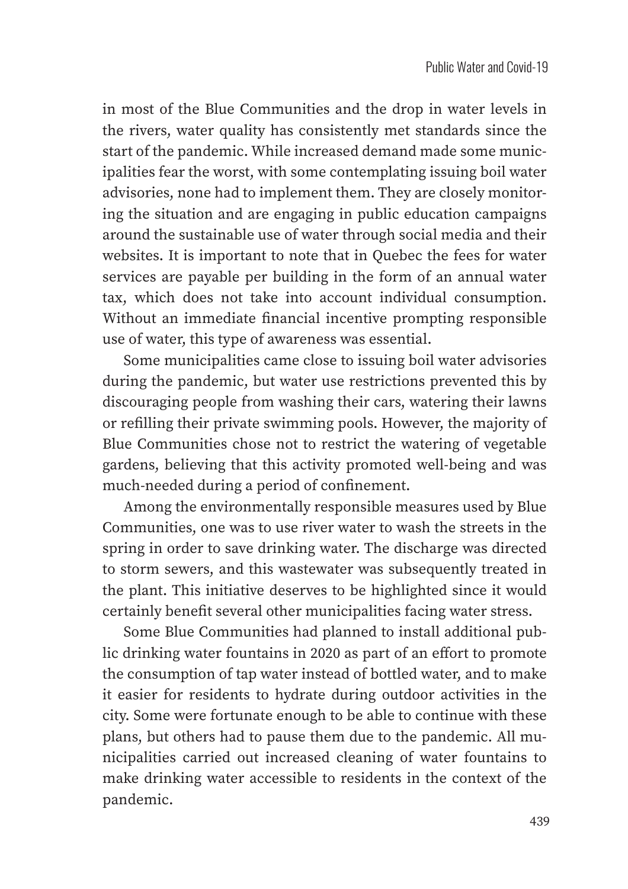in most of the Blue Communities and the drop in water levels in the rivers, water quality has consistently met standards since the start of the pandemic. While increased demand made some municipalities fear the worst, with some contemplating issuing boil water advisories, none had to implement them. They are closely monitoring the situation and are engaging in public education campaigns around the sustainable use of water through social media and their websites. It is important to note that in Quebec the fees for water services are payable per building in the form of an annual water tax, which does not take into account individual consumption. Without an immediate financial incentive prompting responsible use of water, this type of awareness was essential.

Some municipalities came close to issuing boil water advisories during the pandemic, but water use restrictions prevented this by discouraging people from washing their cars, watering their lawns or refilling their private swimming pools. However, the majority of Blue Communities chose not to restrict the watering of vegetable gardens, believing that this activity promoted well-being and was much-needed during a period of confinement.

Among the environmentally responsible measures used by Blue Communities, one was to use river water to wash the streets in the spring in order to save drinking water. The discharge was directed to storm sewers, and this wastewater was subsequently treated in the plant. This initiative deserves to be highlighted since it would certainly benefit several other municipalities facing water stress.

Some Blue Communities had planned to install additional public drinking water fountains in 2020 as part of an effort to promote the consumption of tap water instead of bottled water, and to make it easier for residents to hydrate during outdoor activities in the city. Some were fortunate enough to be able to continue with these plans, but others had to pause them due to the pandemic. All municipalities carried out increased cleaning of water fountains to make drinking water accessible to residents in the context of the pandemic.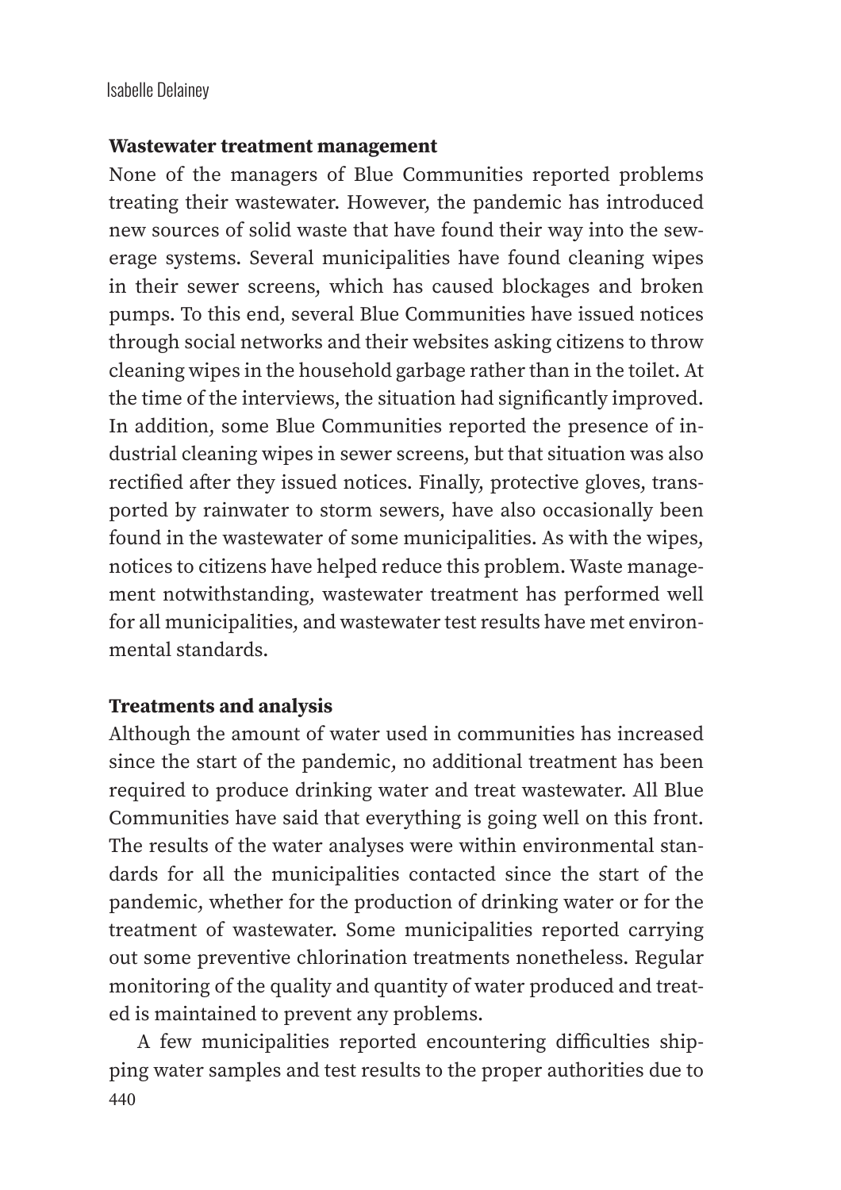### Wastewater treatment management

None of the managers of Blue Communities reported problems treating their wastewater. However, the pandemic has introduced new sources of solid waste that have found their way into the sewerage systems. Several municipalities have found cleaning wipes in their sewer screens, which has caused blockages and broken pumps. To this end, several Blue Communities have issued notices through social networks and their websites asking citizens to throw cleaning wipes in the household garbage rather than in the toilet. At the time of the interviews, the situation had significantly improved. In addition, some Blue Communities reported the presence of industrial cleaning wipes in sewer screens, but that situation was also rectified after they issued notices. Finally, protective gloves, transported by rainwater to storm sewers, have also occasionally been found in the wastewater of some municipalities. As with the wipes, notices to citizens have helped reduce this problem. Waste management notwithstanding, wastewater treatment has performed well for all municipalities, and wastewater test results have met environmental standards.

### Treatments and analysis

Although the amount of water used in communities has increased since the start of the pandemic, no additional treatment has been required to produce drinking water and treat wastewater. All Blue Communities have said that everything is going well on this front. The results of the water analyses were within environmental standards for all the municipalities contacted since the start of the pandemic, whether for the production of drinking water or for the treatment of wastewater. Some municipalities reported carrying out some preventive chlorination treatments nonetheless. Regular monitoring of the quality and quantity of water produced and treated is maintained to prevent any problems.

A few municipalities reported encountering difficulties shipping water samples and test results to the proper authorities due to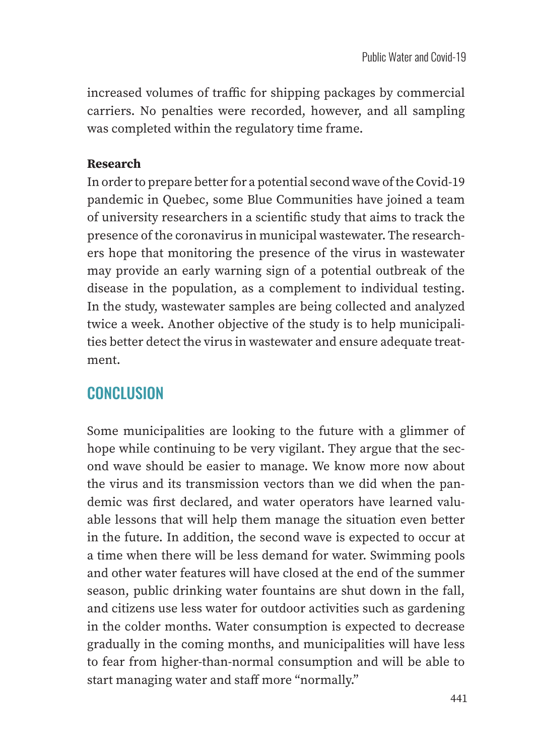increased volumes of traffic for shipping packages by commercial carriers. No penalties were recorded, however, and all sampling was completed within the regulatory time frame.

**Research**

In order to prepare better for a potential second wave of the Covid-19 pandemic in Quebec, some Blue Communities have joined a team of university researchers in a scientific study that aims to track the presence of the coronavirus in municipal wastewater. The researchers hope that monitoring the presence of the virus in wastewater may provide an early warning sign of a potential outbreak of the disease in the population, as a complement to individual testing. In the study, wastewater samples are being collected and analyzed twice a week. Another objective of the study is to help municipalities better detect the virus in wastewater and ensure adequate treatment.

## CONCLUSION

Some municipalities are looking to the future with a glimmer of hope while continuing to be very vigilant. They argue that the second wave should be easier to manage. We know more now about the virus and its transmission vectors than we did when the pandemic was first declared, and water operators have learned valuable lessons that will help them manage the situation even better in the future. In addition, the second wave is expected to occur at a time when there will be less demand for water. Swimming pools and other water features will have closed at the end of the summer season, public drinking water fountains are shut down in the fall, and citizens use less water for outdoor activities such as gardening in the colder months. Water consumption is expected to decrease gradually in the coming months, and municipalities will have less to fear from higher-than-normal consumption and will be able to start managing water and staff more "normally."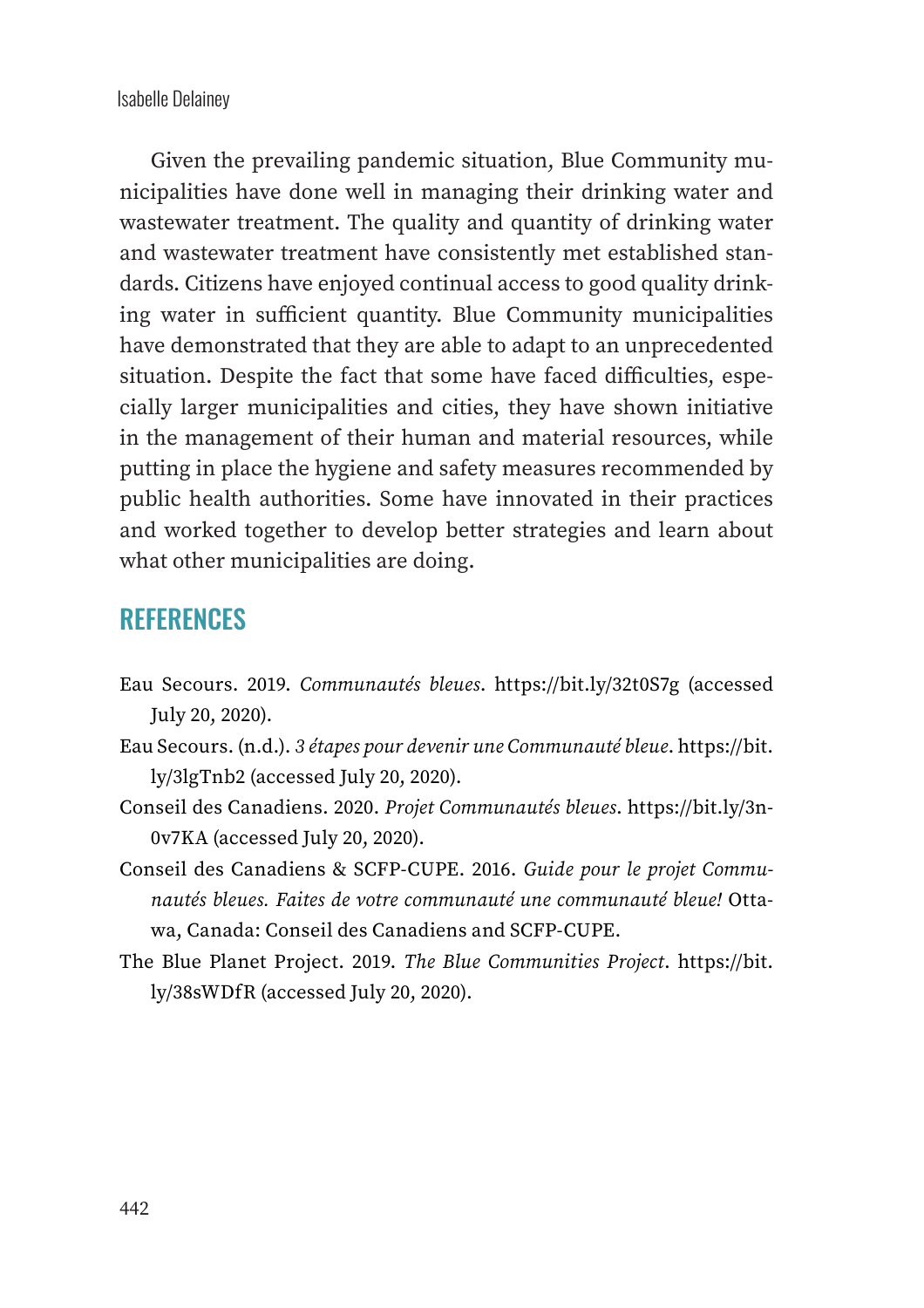Given the prevailing pandemic situation, Blue Community municipalities have done well in managing their drinking water and wastewater treatment. The quality and quantity of drinking water and wastewater treatment have consistently met established standards. Citizens have enjoyed continual access to good quality drinking water in sufficient quantity. Blue Community municipalities have demonstrated that they are able to adapt to an unprecedented situation. Despite the fact that some have faced difficulties, especially larger municipalities and cities, they have shown initiative in the management of their human and material resources, while putting in place the hygiene and safety measures recommended by public health authorities. Some have innovated in their practices and worked together to develop better strategies and learn about what other municipalities are doing.

## REFERENCES

Eau Secours. 2019. *Communautés bleues*. https://bit.ly/32t0S7g (accessed July 20, 2020).

Eau Secours. (n.d.). *3 étapes pour devenir une Communauté bleue*. https://bit.ly/3lgTnb2 (accessed July 20, 2020).

Conseil des Canadiens. 2020. *Projet Communautés bleues*. https://bit.ly/3n0v7KA (accessed July 20, 2020).

Conseil des Canadiens & SCFP-CUPE. 2016. *Guide pour le projet Communautés bleues. Faites de votre communauté une communauté bleue!* Ottawa, Canada: Conseil des Canadiens and SCFP-CUPE.

The Blue Planet Project. 2019. *The Blue Communities Project*. https://bit.ly/38sWDfR (accessed July 20, 2020).